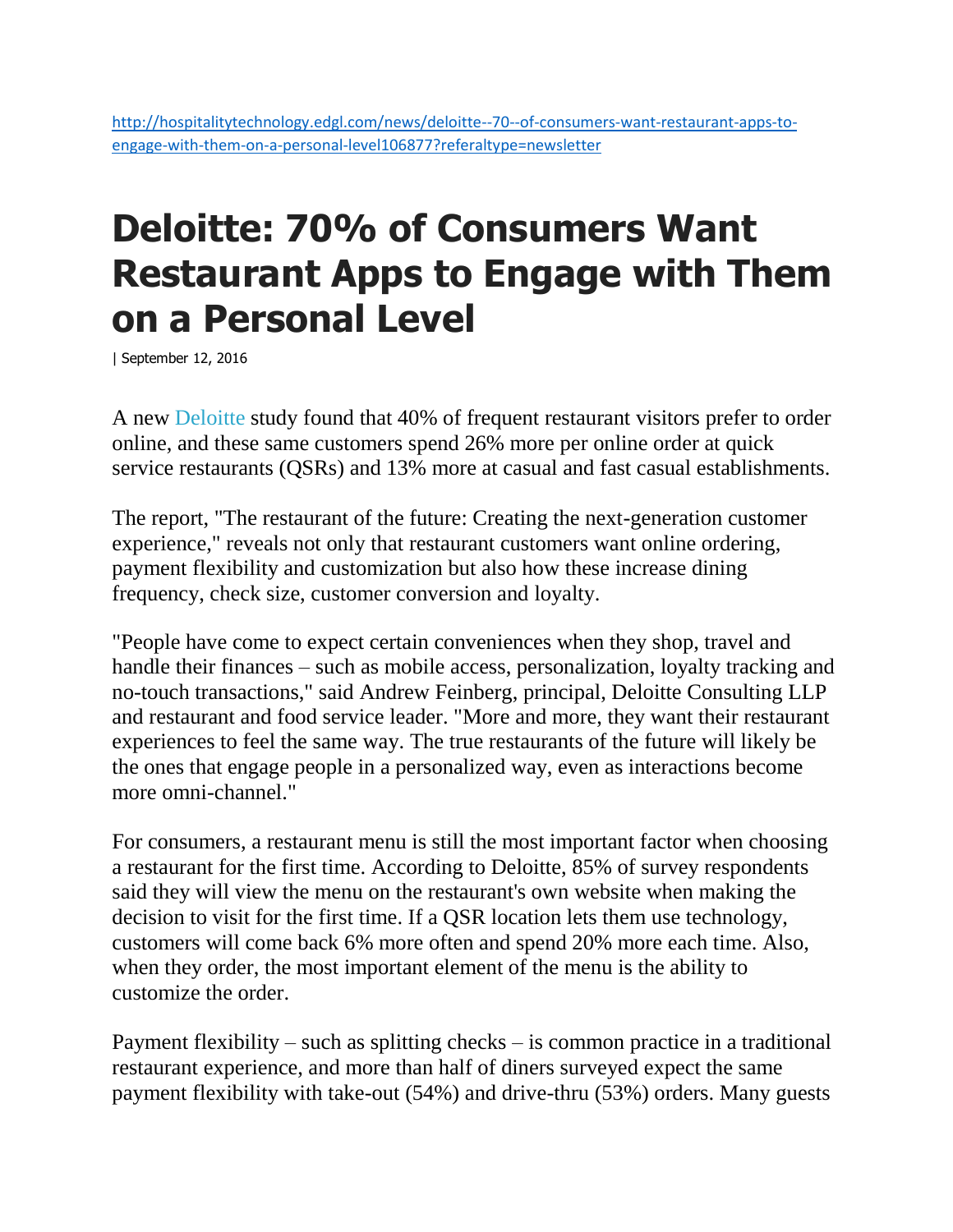http://hospitalitytechnology.edgl.com/news/deloitte--70--of-consumers-want-restaurant-apps-to-engage-with-them-on-a-personal-level106877?referaltype=newsletter

# Deloitte: 70% of Consumers Want Restaurant Apps to Engage with Them on a Personal Level

| September 12, 2016

A new Deloitte study found that 40% of frequent restaurant visitors prefer to order online, and these same customers spend 26% more per online order at quick service restaurants (QSRs) and 13% more at casual and fast casual establishments.

The report, "The restaurant of the future: Creating the next-generation customer experience," reveals not only that restaurant customers want online ordering, payment flexibility and customization but also how these increase dining frequency, check size, customer conversion and loyalty.

"People have come to expect certain conveniences when they shop, travel and handle their finances – such as mobile access, personalization, loyalty tracking and no-touch transactions," said Andrew Feinberg, principal, Deloitte Consulting LLP and restaurant and food service leader. "More and more, they want their restaurant experiences to feel the same way. The true restaurants of the future will likely be the ones that engage people in a personalized way, even as interactions become more omni-channel."

For consumers, a restaurant menu is still the most important factor when choosing a restaurant for the first time. According to Deloitte, 85% of survey respondents said they will view the menu on the restaurant's own website when making the decision to visit for the first time. If a QSR location lets them use technology, customers will come back 6% more often and spend 20% more each time. Also, when they order, the most important element of the menu is the ability to customize the order.

Payment flexibility – such as splitting checks – is common practice in a traditional restaurant experience, and more than half of diners surveyed expect the same payment flexibility with take-out (54%) and drive-thru (53%) orders. Many guests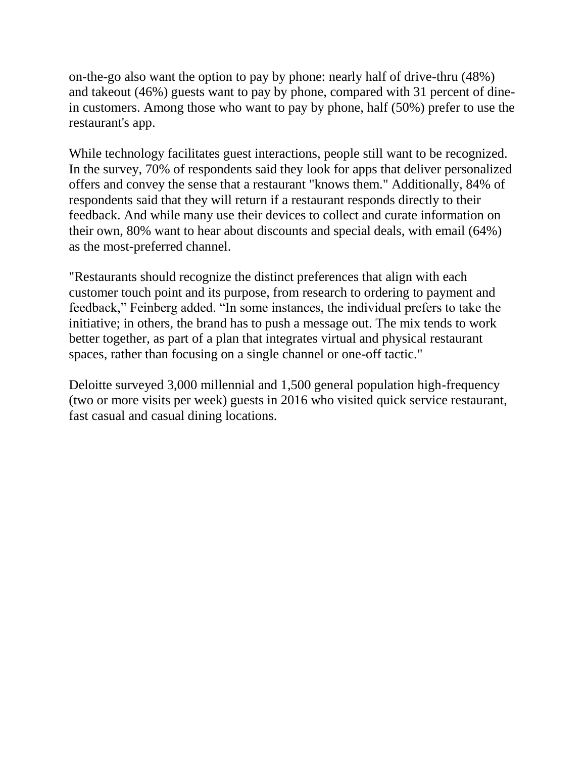on-the-go also want the option to pay by phone: nearly half of drive-thru (48%) and takeout (46%) guests want to pay by phone, compared with 31 percent of dine-in customers. Among those who want to pay by phone, half (50%) prefer to use the restaurant's app.

While technology facilitates guest interactions, people still want to be recognized. In the survey, 70% of respondents said they look for apps that deliver personalized offers and convey the sense that a restaurant "knows them." Additionally, 84% of respondents said that they will return if a restaurant responds directly to their feedback. And while many use their devices to collect and curate information on their own, 80% want to hear about discounts and special deals, with email (64%) as the most-preferred channel.

"Restaurants should recognize the distinct preferences that align with each customer touch point and its purpose, from research to ordering to payment and feedback," Feinberg added. "In some instances, the individual prefers to take the initiative; in others, the brand has to push a message out. The mix tends to work better together, as part of a plan that integrates virtual and physical restaurant spaces, rather than focusing on a single channel or one-off tactic."

Deloitte surveyed 3,000 millennial and 1,500 general population high-frequency (two or more visits per week) guests in 2016 who visited quick service restaurant, fast casual and casual dining locations.